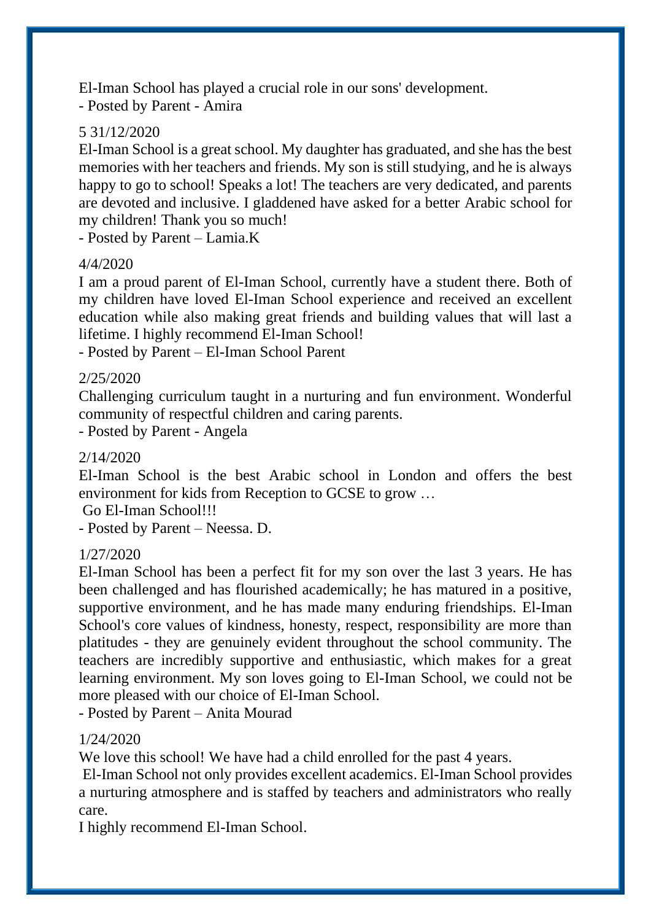El-Iman School has played a crucial role in our sons' development.
- Posted by Parent - Amira

5 31/12/2020

El-Iman School is a great school. My daughter has graduated, and she has the best memories with her teachers and friends. My son is still studying, and he is always happy to go to school! Speaks a lot! The teachers are very dedicated, and parents are devoted and inclusive. I gladdened have asked for a better Arabic school for my children! Thank you so much!
- Posted by Parent – Lamia.K

4/4/2020

I am a proud parent of El-Iman School, currently have a student there. Both of my children have loved El-Iman School experience and received an excellent education while also making great friends and building values that will last a lifetime. I highly recommend El-Iman School!
- Posted by Parent – El-Iman School Parent

2/25/2020

Challenging curriculum taught in a nurturing and fun environment. Wonderful community of respectful children and caring parents.
- Posted by Parent - Angela

2/14/2020

El-Iman School is the best Arabic school in London and offers the best environment for kids from Reception to GCSE to grow …
Go El-Iman School!!!
- Posted by Parent – Neessa. D.

1/27/2020

El-Iman School has been a perfect fit for my son over the last 3 years. He has been challenged and has flourished academically; he has matured in a positive, supportive environment, and he has made many enduring friendships. El-Iman School's core values of kindness, honesty, respect, responsibility are more than platitudes - they are genuinely evident throughout the school community. The teachers are incredibly supportive and enthusiastic, which makes for a great learning environment. My son loves going to El-Iman School, we could not be more pleased with our choice of El-Iman School.
- Posted by Parent – Anita Mourad

1/24/2020

We love this school! We have had a child enrolled for the past 4 years.
El-Iman School not only provides excellent academics. El-Iman School provides a nurturing atmosphere and is staffed by teachers and administrators who really care.
I highly recommend El-Iman School.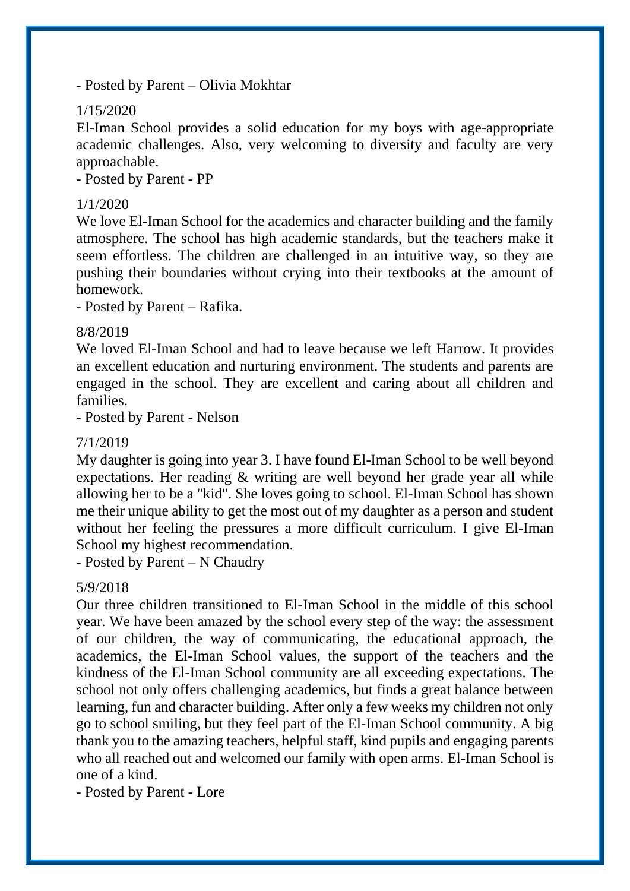- Posted by Parent – Olivia Mokhtar

1/15/2020

El-Iman School provides a solid education for my boys with age-appropriate academic challenges. Also, very welcoming to diversity and faculty are very approachable.

- Posted by Parent - PP

1/1/2020

We love El-Iman School for the academics and character building and the family atmosphere. The school has high academic standards, but the teachers make it seem effortless. The children are challenged in an intuitive way, so they are pushing their boundaries without crying into their textbooks at the amount of homework.

- Posted by Parent – Rafika.

8/8/2019

We loved El-Iman School and had to leave because we left Harrow. It provides an excellent education and nurturing environment. The students and parents are engaged in the school. They are excellent and caring about all children and families.

- Posted by Parent - Nelson

7/1/2019

My daughter is going into year 3. I have found El-Iman School to be well beyond expectations. Her reading & writing are well beyond her grade year all while allowing her to be a "kid". She loves going to school. El-Iman School has shown me their unique ability to get the most out of my daughter as a person and student without her feeling the pressures a more difficult curriculum. I give El-Iman School my highest recommendation.

- Posted by Parent – N Chaudry

5/9/2018

Our three children transitioned to El-Iman School in the middle of this school year. We have been amazed by the school every step of the way: the assessment of our children, the way of communicating, the educational approach, the academics, the El-Iman School values, the support of the teachers and the kindness of the El-Iman School community are all exceeding expectations. The school not only offers challenging academics, but finds a great balance between learning, fun and character building. After only a few weeks my children not only go to school smiling, but they feel part of the El-Iman School community. A big thank you to the amazing teachers, helpful staff, kind pupils and engaging parents who all reached out and welcomed our family with open arms. El-Iman School is one of a kind.

- Posted by Parent - Lore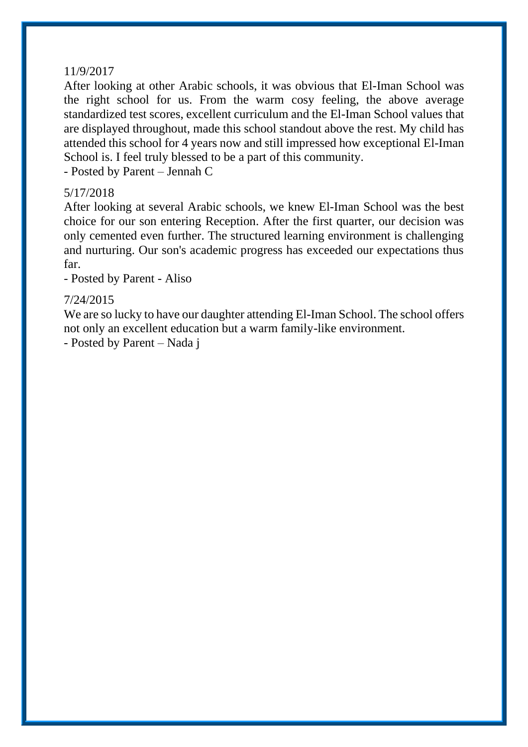11/9/2017

After looking at other Arabic schools, it was obvious that El-Iman School was the right school for us. From the warm cosy feeling, the above average standardized test scores, excellent curriculum and the El-Iman School values that are displayed throughout, made this school standout above the rest. My child has attended this school for 4 years now and still impressed how exceptional El-Iman School is. I feel truly blessed to be a part of this community.

- Posted by Parent – Jennah C

5/17/2018

After looking at several Arabic schools, we knew El-Iman School was the best choice for our son entering Reception. After the first quarter, our decision was only cemented even further. The structured learning environment is challenging and nurturing. Our son's academic progress has exceeded our expectations thus far.

- Posted by Parent - Aliso

7/24/2015

We are so lucky to have our daughter attending El-Iman School. The school offers not only an excellent education but a warm family-like environment.

- Posted by Parent – Nada j